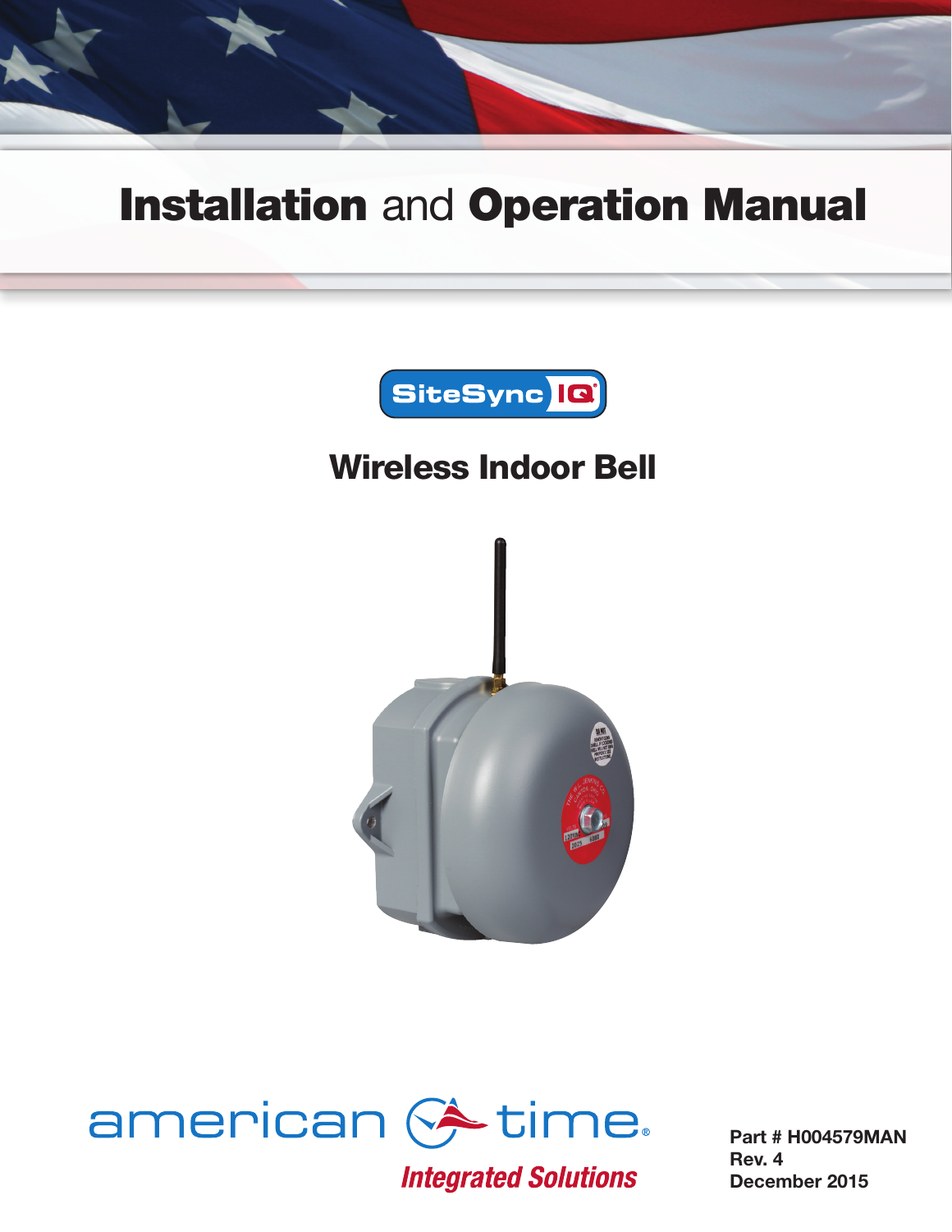# Installation and Operation Manual

SiteSync IQ

## Wireless Indoor Bell

american time

*Integrated Solutions*

**Part # H004579MAN**
**Rev. 4**
**December 2015**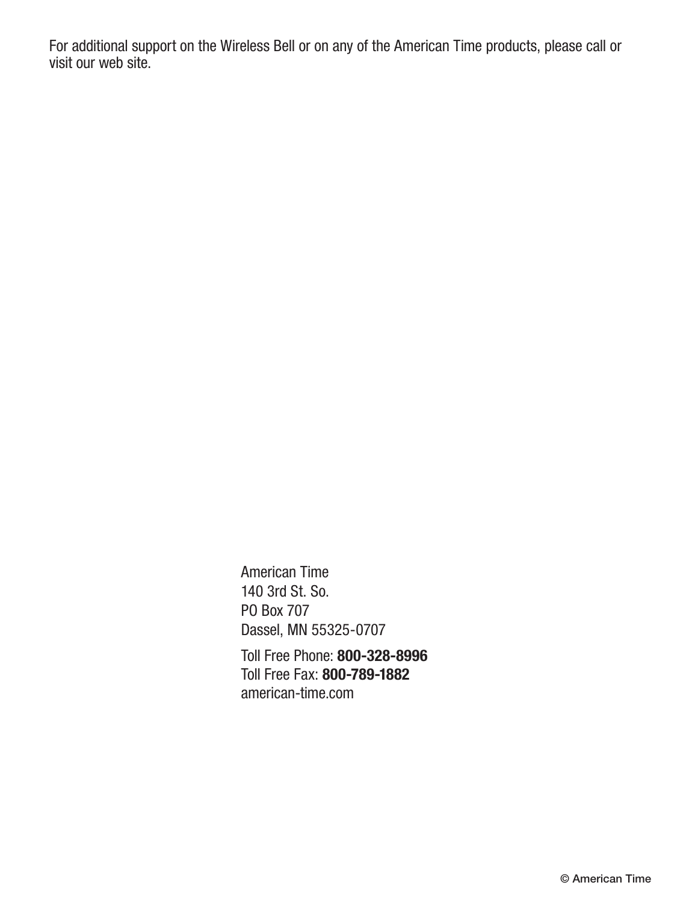For additional support on the Wireless Bell or on any of the American Time products, please call or visit our web site.

American Time
140 3rd St. So.
PO Box 707
Dassel, MN 55325-0707

Toll Free Phone: **800-328-8996**
Toll Free Fax: **800-789-1882**
american-time.com

© American Time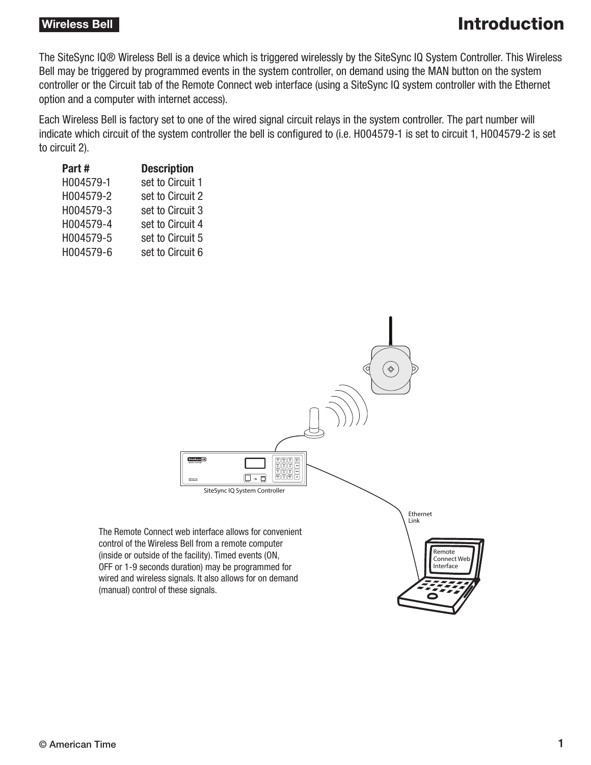# Introduction

The SiteSync IQ® Wireless Bell is a device which is triggered wirelessly by the SiteSync IQ System Controller. This Wireless Bell may be triggered by programmed events in the system controller, on demand using the MAN button on the system controller or the Circuit tab of the Remote Connect web interface (using a SiteSync IQ system controller with the Ethernet option and a computer with internet access).

Each Wireless Bell is factory set to one of the wired signal circuit relays in the system controller. The part number will indicate which circuit of the system controller the bell is configured to (i.e. H004579-1 is set to circuit 1, H004579-2 is set to circuit 2).

| Part # | Description |
|---|---|
| H004579-1 | set to Circuit 1 |
| H004579-2 | set to Circuit 2 |
| H004579-3 | set to Circuit 3 |
| H004579-4 | set to Circuit 4 |
| H004579-5 | set to Circuit 5 |
| H004579-6 | set to Circuit 6 |

SiteSync IQ System Controller

Ethernet Link

Remote Connect Web Interface

The Remote Connect web interface allows for convenient control of the Wireless Bell from a remote computer (inside or outside of the facility). Timed events (ON, OFF or 1-9 seconds duration) may be programmed for wired and wireless signals. It also allows for on demand (manual) control of these signals.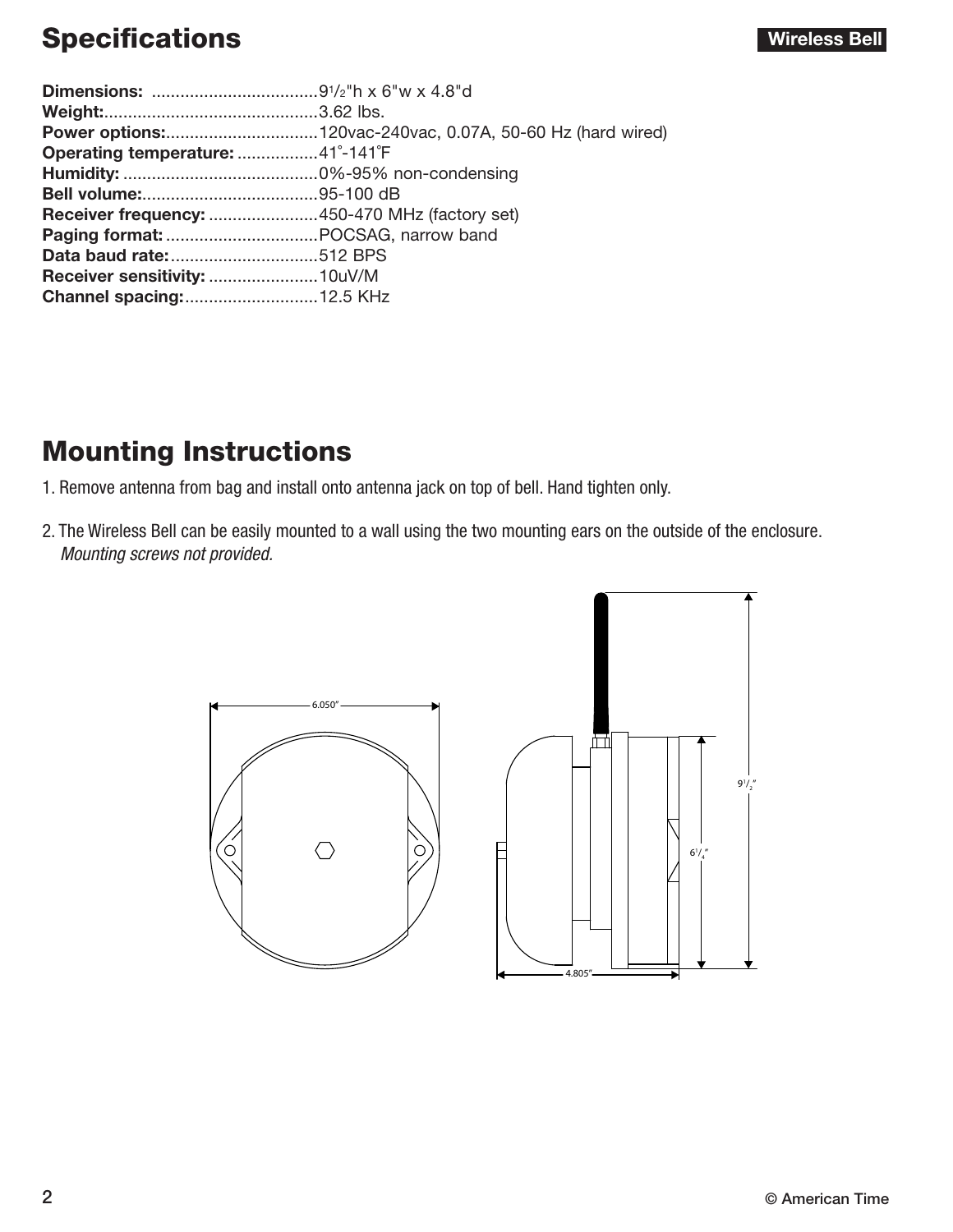## Specifications

**Wireless Bell**

**Dimensions:** ....................................9 1/2"h x 6"w x 4.8"d
**Weight:**.............................................3.62 lbs.
**Power options:**................................120vac-240vac, 0.07A, 50-60 Hz (hard wired)
**Operating temperature:** .................41°-141°F
**Humidity:** .........................................0%-95% non-condensing
**Bell volume:**.....................................95-100 dB
**Receiver frequency:** .......................450-470 MHz (factory set)
**Paging format:** ................................POCSAG, narrow band
**Data baud rate:**...............................512 BPS
**Receiver sensitivity:** .......................10uV/M
**Channel spacing:**............................12.5 KHz

## Mounting Instructions

1. Remove antenna from bag and install onto antenna jack on top of bell. Hand tighten only.
2. The Wireless Bell can be easily mounted to a wall using the two mounting ears on the outside of the enclosure. *Mounting screws not provided.*

6.050"

9 1/2"

6 1/4"

4.805"

© American Time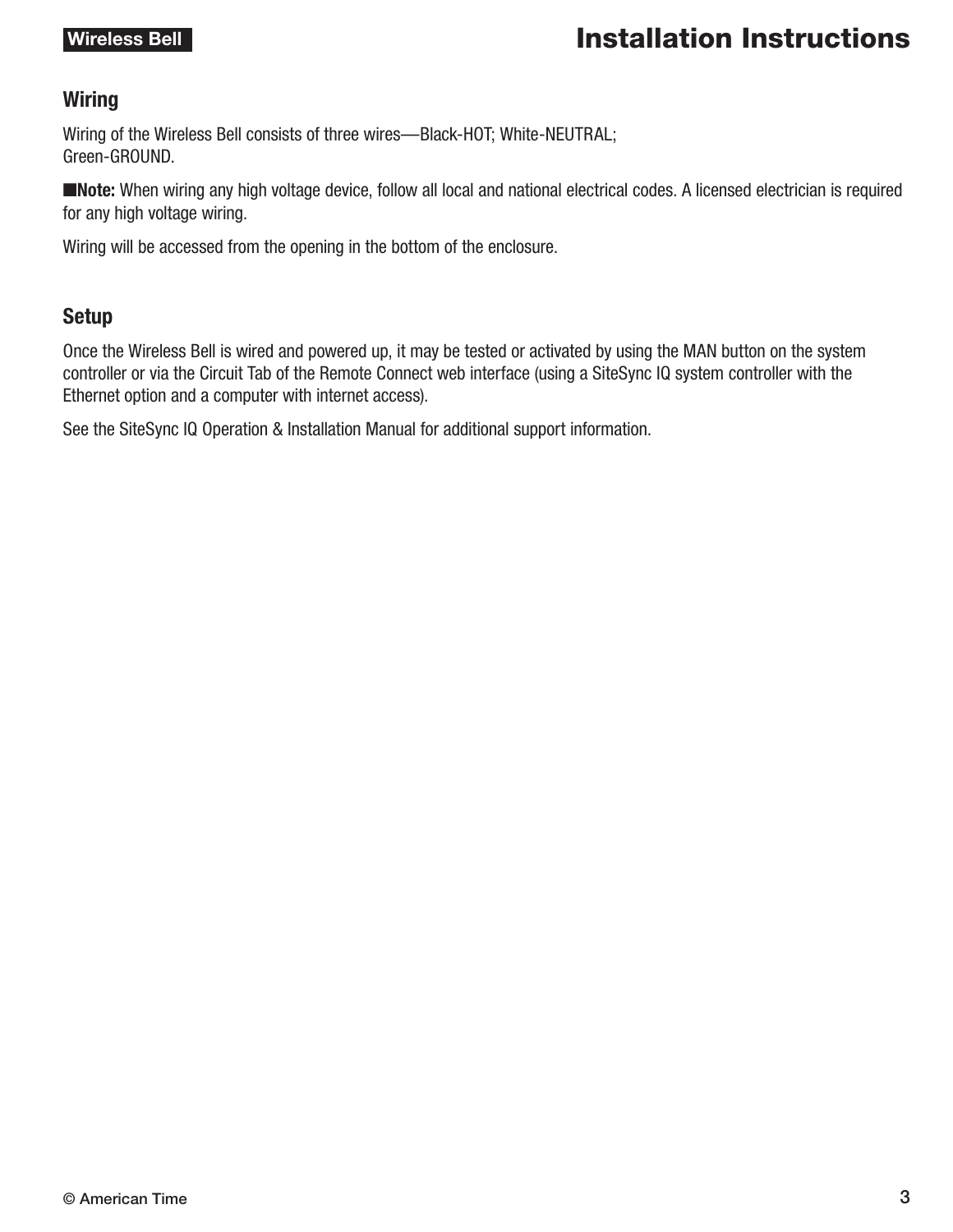## Wiring

Wiring of the Wireless Bell consists of three wires—Black-HOT; White-NEUTRAL; Green-GROUND.

■**Note:** When wiring any high voltage device, follow all local and national electrical codes. A licensed electrician is required for any high voltage wiring.

Wiring will be accessed from the opening in the bottom of the enclosure.

## Setup

Once the Wireless Bell is wired and powered up, it may be tested or activated by using the MAN button on the system controller or via the Circuit Tab of the Remote Connect web interface (using a SiteSync IQ system controller with the Ethernet option and a computer with internet access).

See the SiteSync IQ Operation & Installation Manual for additional support information.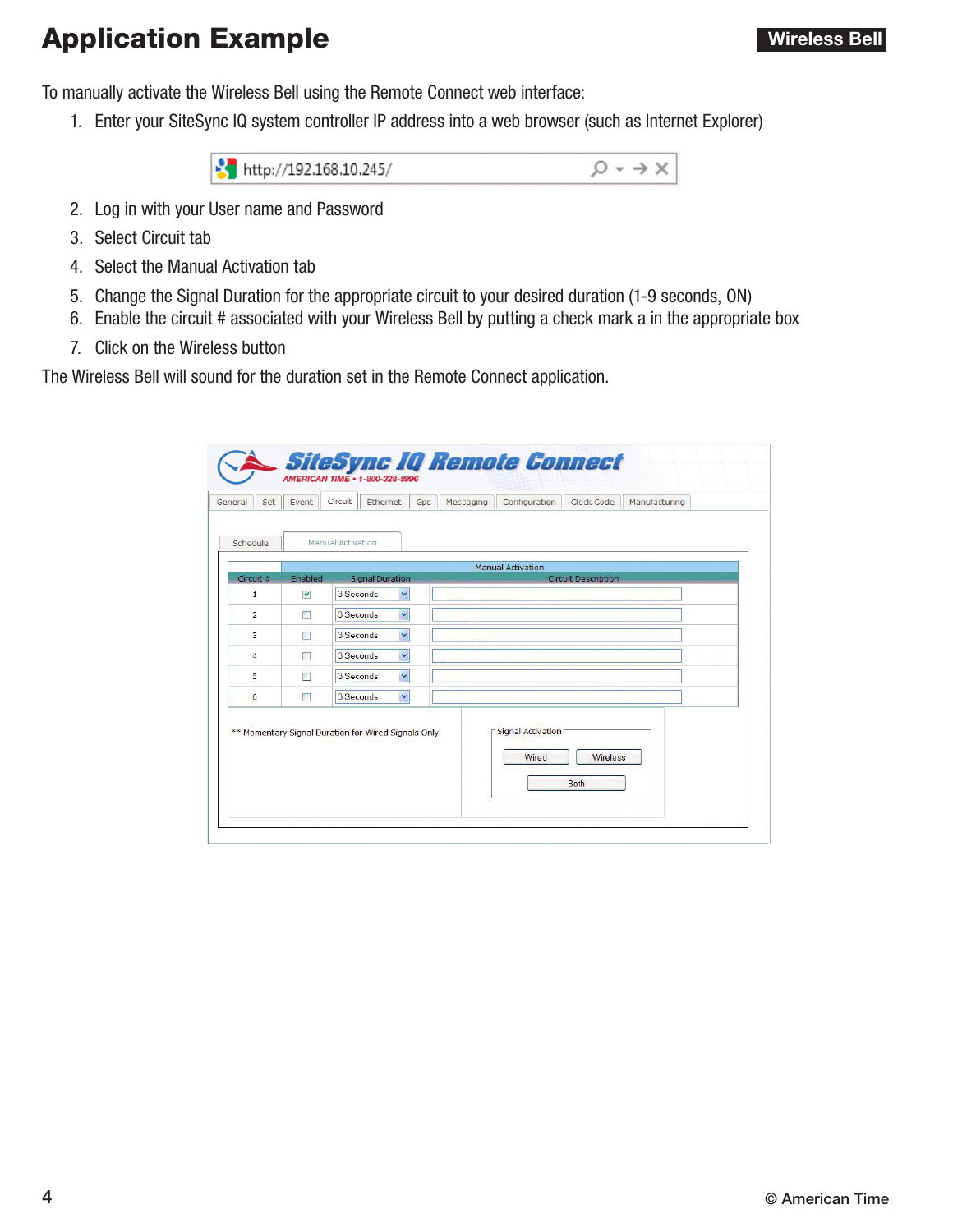# Application Example

**Wireless Bell**

To manually activate the Wireless Bell using the Remote Connect web interface:

1. Enter your SiteSync IQ system controller IP address into a web browser (such as Internet Explorer)

http://192.168.10.245/

2. Log in with your User name and Password
3. Select Circuit tab
4. Select the Manual Activation tab
5. Change the Signal Duration for the appropriate circuit to your desired duration (1-9 seconds, ON)
6. Enable the circuit # associated with your Wireless Bell by putting a check mark a in the appropriate box
7. Click on the Wireless button

The Wireless Bell will sound for the duration set in the Remote Connect application.

SiteSync IQ Remote Connect

AMERICAN TIME • 1-800-328-8996

General | Set | Event | Circuit | Ethernet | Gps | Messaging | Configuration | Clock Code | Manufacturing

Schedule | Manual Activation

Manual Activation

| Circuit # | Enabled | Signal Duration | Circuit Description |
|---|---|---|---|
| 1 | ☑ | 3 Seconds | |
| 2 | ☐ | 3 Seconds | |
| 3 | ☐ | 3 Seconds | |
| 4 | ☐ | 3 Seconds | |
| 5 | ☐ | 3 Seconds | |
| 6 | ☐ | 3 Seconds | |

** Momentary Signal Duration for Wired Signals Only

Signal Activation

Wired | Wireless

Both

© American Time